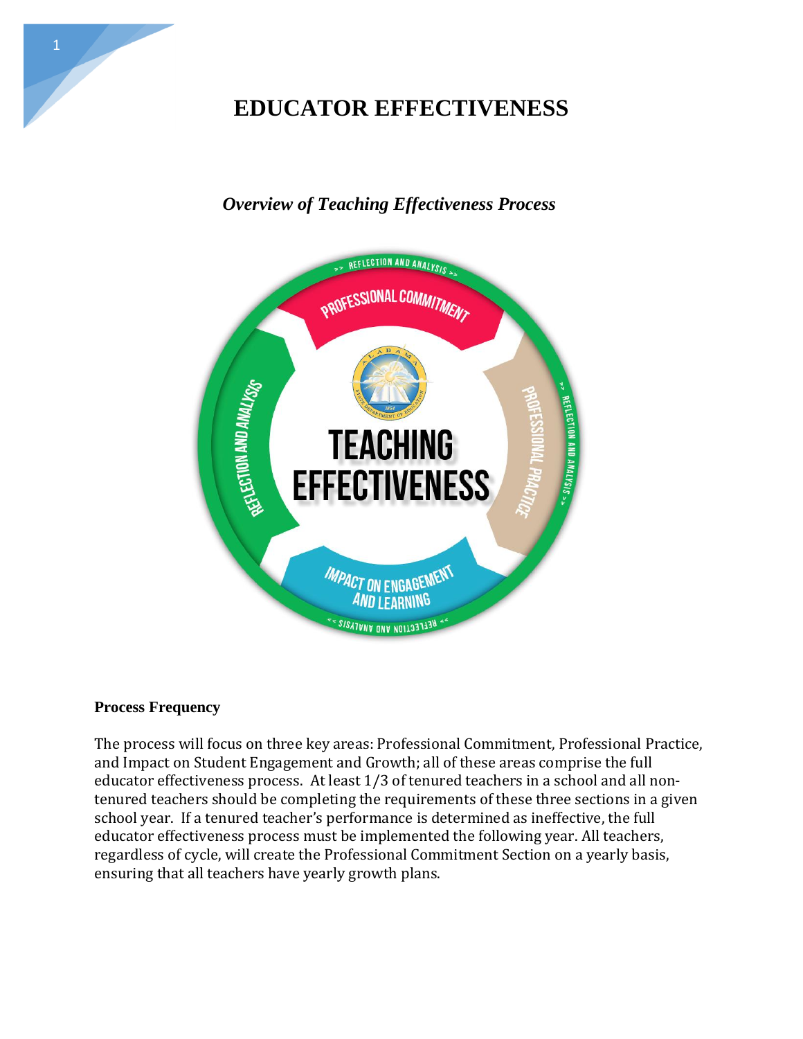# EDUCATOR EFFECTIVENESS

## *Overview of Teaching Effectiveness Process*

### Process Frequency

The process will focus on three key areas: Professional Commitment, Professional Practice, and Impact on Student Engagement and Growth; all of these areas comprise the full educator effectiveness process. At least 1/3 of tenured teachers in a school and all non-tenured teachers should be completing the requirements of these three sections in a given school year. If a tenured teacher's performance is determined as ineffective, the full educator effectiveness process must be implemented the following year. All teachers, regardless of cycle, will create the Professional Commitment Section on a yearly basis, ensuring that all teachers have yearly growth plans.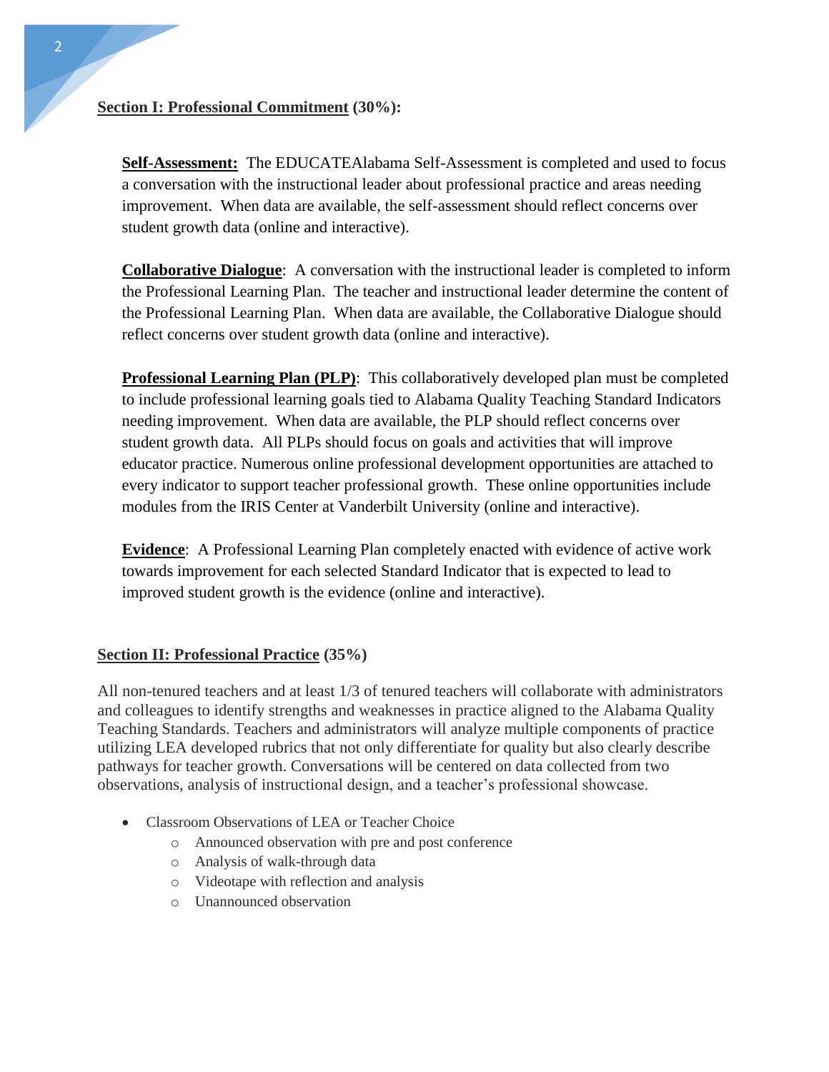## **Section I: Professional Commitment (30%):**

**Self-Assessment:** The EDUCATEAlabama Self-Assessment is completed and used to focus a conversation with the instructional leader about professional practice and areas needing improvement. When data are available, the self-assessment should reflect concerns over student growth data (online and interactive).

**Collaborative Dialogue**: A conversation with the instructional leader is completed to inform the Professional Learning Plan. The teacher and instructional leader determine the content of the Professional Learning Plan. When data are available, the Collaborative Dialogue should reflect concerns over student growth data (online and interactive).

**Professional Learning Plan (PLP)**: This collaboratively developed plan must be completed to include professional learning goals tied to Alabama Quality Teaching Standard Indicators needing improvement. When data are available, the PLP should reflect concerns over student growth data. All PLPs should focus on goals and activities that will improve educator practice. Numerous online professional development opportunities are attached to every indicator to support teacher professional growth. These online opportunities include modules from the IRIS Center at Vanderbilt University (online and interactive).

**Evidence**: A Professional Learning Plan completely enacted with evidence of active work towards improvement for each selected Standard Indicator that is expected to lead to improved student growth is the evidence (online and interactive).

## **Section II: Professional Practice (35%)**

All non-tenured teachers and at least 1/3 of tenured teachers will collaborate with administrators and colleagues to identify strengths and weaknesses in practice aligned to the Alabama Quality Teaching Standards. Teachers and administrators will analyze multiple components of practice utilizing LEA developed rubrics that not only differentiate for quality but also clearly describe pathways for teacher growth. Conversations will be centered on data collected from two observations, analysis of instructional design, and a teacher's professional showcase.

- Classroom Observations of LEA or Teacher Choice
  - Announced observation with pre and post conference
  - Analysis of walk-through data
  - Videotape with reflection and analysis
  - Unannounced observation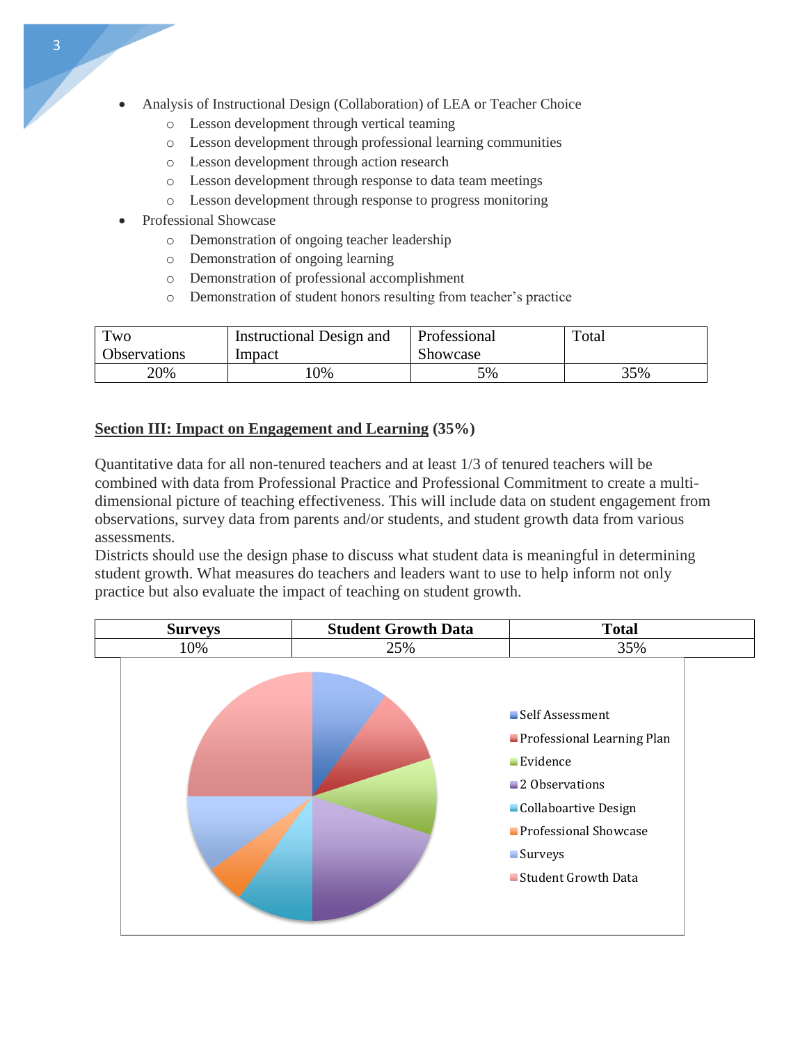- Analysis of Instructional Design (Collaboration) of LEA or Teacher Choice
  - Lesson development through vertical teaming
  - Lesson development through professional learning communities
  - Lesson development through action research
  - Lesson development through response to data team meetings
  - Lesson development through response to progress monitoring
- Professional Showcase
  - Demonstration of ongoing teacher leadership
  - Demonstration of ongoing learning
  - Demonstration of professional accomplishment
  - Demonstration of student honors resulting from teacher's practice

| Two Observations | Instructional Design and Impact | Professional Showcase | Total |
|---|---|---|---|
| 20% | 10% | 5% | 35% |

**<u>Section III: Impact on Engagement and Learning</u> (35%)**

Quantitative data for all non-tenured teachers and at least 1/3 of tenured teachers will be combined with data from Professional Practice and Professional Commitment to create a multi-dimensional picture of teaching effectiveness. This will include data on student engagement from observations, survey data from parents and/or students, and student growth data from various assessments.
Districts should use the design phase to discuss what student data is meaningful in determining student growth. What measures do teachers and leaders want to use to help inform not only practice but also evaluate the impact of teaching on student growth.

| Surveys | Student Growth Data | Total |
|---|---|---|
| 10% | 25% | 35% |

Self Assessment
Professional Learning Plan
Evidence
2 Observations
Collaboartive Design
Professional Showcase
Surveys
Student Growth Data